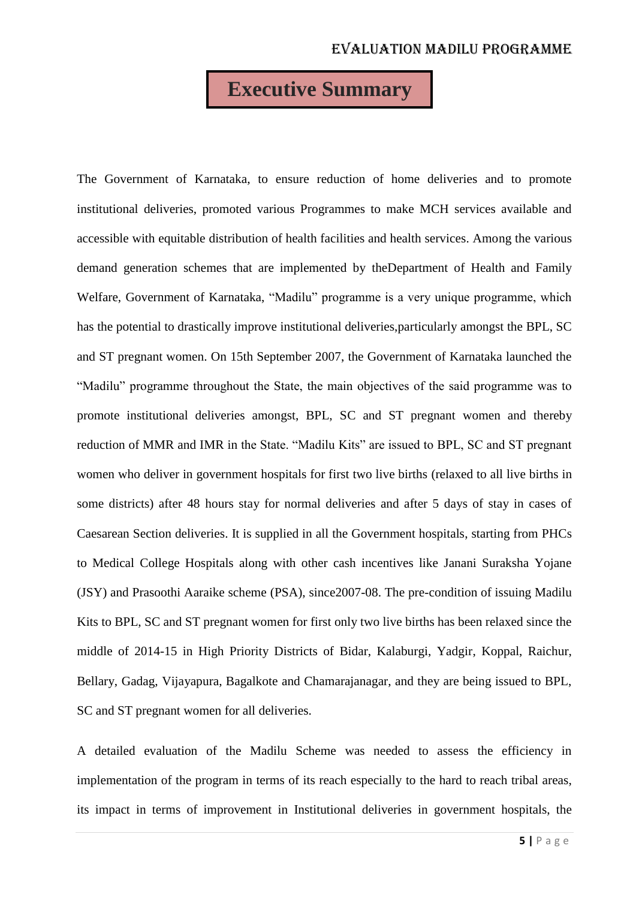# Executive Summary

The Government of Karnataka, to ensure reduction of home deliveries and to promote institutional deliveries, promoted various Programmes to make MCH services available and accessible with equitable distribution of health facilities and health services. Among the various demand generation schemes that are implemented by theDepartment of Health and Family Welfare, Government of Karnataka, “Madilu” programme is a very unique programme, which has the potential to drastically improve institutional deliveries,particularly amongst the BPL, SC and ST pregnant women. On 15th September 2007, the Government of Karnataka launched the “Madilu” programme throughout the State, the main objectives of the said programme was to promote institutional deliveries amongst, BPL, SC and ST pregnant women and thereby reduction of MMR and IMR in the State. “Madilu Kits” are issued to BPL, SC and ST pregnant women who deliver in government hospitals for first two live births (relaxed to all live births in some districts) after 48 hours stay for normal deliveries and after 5 days of stay in cases of Caesarean Section deliveries. It is supplied in all the Government hospitals, starting from PHCs to Medical College Hospitals along with other cash incentives like Janani Suraksha Yojane (JSY) and Prasoothi Aaraike scheme (PSA), since2007-08. The pre-condition of issuing Madilu Kits to BPL, SC and ST pregnant women for first only two live births has been relaxed since the middle of 2014-15 in High Priority Districts of Bidar, Kalaburgi, Yadgir, Koppal, Raichur, Bellary, Gadag, Vijayapura, Bagalkote and Chamarajanagar, and they are being issued to BPL, SC and ST pregnant women for all deliveries.

A detailed evaluation of the Madilu Scheme was needed to assess the efficiency in implementation of the program in terms of its reach especially to the hard to reach tribal areas, its impact in terms of improvement in Institutional deliveries in government hospitals, the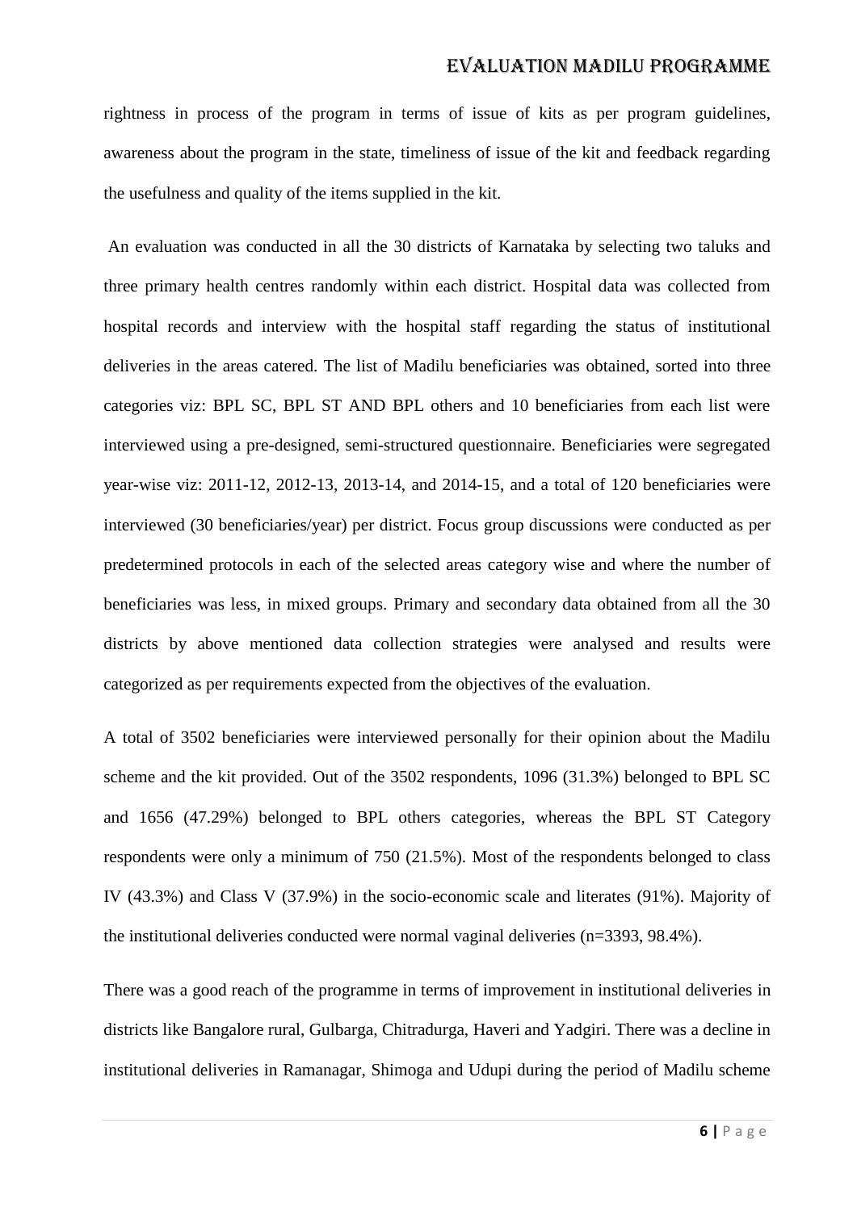rightness in process of the program in terms of issue of kits as per program guidelines, awareness about the program in the state, timeliness of issue of the kit and feedback regarding the usefulness and quality of the items supplied in the kit.

An evaluation was conducted in all the 30 districts of Karnataka by selecting two taluks and three primary health centres randomly within each district. Hospital data was collected from hospital records and interview with the hospital staff regarding the status of institutional deliveries in the areas catered. The list of Madilu beneficiaries was obtained, sorted into three categories viz: BPL SC, BPL ST AND BPL others and 10 beneficiaries from each list were interviewed using a pre-designed, semi-structured questionnaire. Beneficiaries were segregated year-wise viz: 2011-12, 2012-13, 2013-14, and 2014-15, and a total of 120 beneficiaries were interviewed (30 beneficiaries/year) per district. Focus group discussions were conducted as per predetermined protocols in each of the selected areas category wise and where the number of beneficiaries was less, in mixed groups. Primary and secondary data obtained from all the 30 districts by above mentioned data collection strategies were analysed and results were categorized as per requirements expected from the objectives of the evaluation.

A total of 3502 beneficiaries were interviewed personally for their opinion about the Madilu scheme and the kit provided. Out of the 3502 respondents, 1096 (31.3%) belonged to BPL SC and 1656 (47.29%) belonged to BPL others categories, whereas the BPL ST Category respondents were only a minimum of 750 (21.5%). Most of the respondents belonged to class IV (43.3%) and Class V (37.9%) in the socio-economic scale and literates (91%). Majority of the institutional deliveries conducted were normal vaginal deliveries (n=3393, 98.4%).

There was a good reach of the programme in terms of improvement in institutional deliveries in districts like Bangalore rural, Gulbarga, Chitradurga, Haveri and Yadgiri. There was a decline in institutional deliveries in Ramanagar, Shimoga and Udupi during the period of Madilu scheme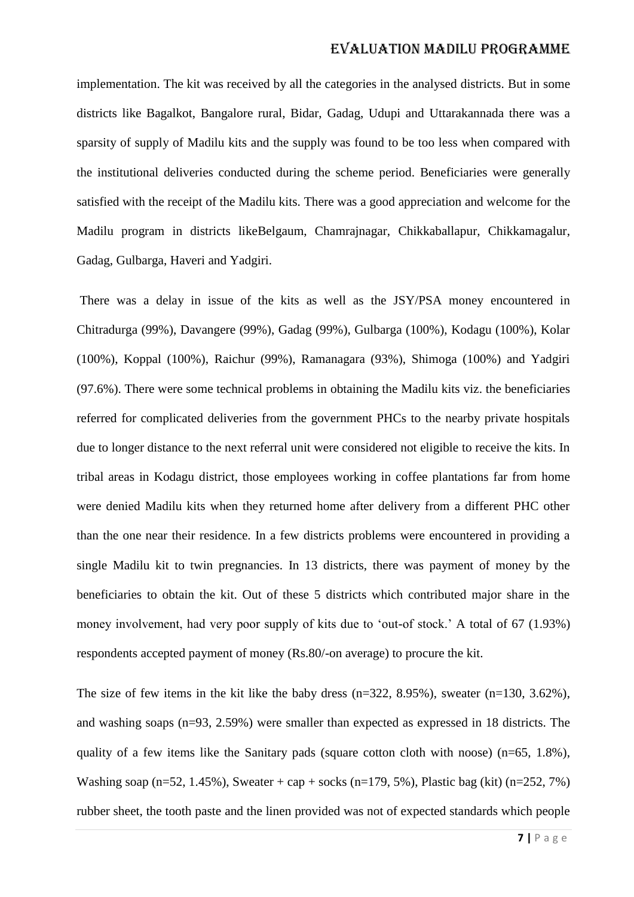implementation. The kit was received by all the categories in the analysed districts. But in some districts like Bagalkot, Bangalore rural, Bidar, Gadag, Udupi and Uttarakannada there was a sparsity of supply of Madilu kits and the supply was found to be too less when compared with the institutional deliveries conducted during the scheme period. Beneficiaries were generally satisfied with the receipt of the Madilu kits. There was a good appreciation and welcome for the Madilu program in districts likeBelgaum, Chamrajnagar, Chikkaballapur, Chikkamagalur, Gadag, Gulbarga, Haveri and Yadgiri.

There was a delay in issue of the kits as well as the JSY/PSA money encountered in Chitradurga (99%), Davangere (99%), Gadag (99%), Gulbarga (100%), Kodagu (100%), Kolar (100%), Koppal (100%), Raichur (99%), Ramanagara (93%), Shimoga (100%) and Yadgiri (97.6%). There were some technical problems in obtaining the Madilu kits viz. the beneficiaries referred for complicated deliveries from the government PHCs to the nearby private hospitals due to longer distance to the next referral unit were considered not eligible to receive the kits. In tribal areas in Kodagu district, those employees working in coffee plantations far from home were denied Madilu kits when they returned home after delivery from a different PHC other than the one near their residence. In a few districts problems were encountered in providing a single Madilu kit to twin pregnancies. In 13 districts, there was payment of money by the beneficiaries to obtain the kit. Out of these 5 districts which contributed major share in the money involvement, had very poor supply of kits due to 'out-of stock.' A total of 67 (1.93%) respondents accepted payment of money (Rs.80/-on average) to procure the kit.

The size of few items in the kit like the baby dress (n=322, 8.95%), sweater (n=130, 3.62%), and washing soaps (n=93, 2.59%) were smaller than expected as expressed in 18 districts. The quality of a few items like the Sanitary pads (square cotton cloth with noose) (n=65, 1.8%), Washing soap (n=52, 1.45%), Sweater + cap + socks (n=179, 5%), Plastic bag (kit) (n=252, 7%) rubber sheet, the tooth paste and the linen provided was not of expected standards which people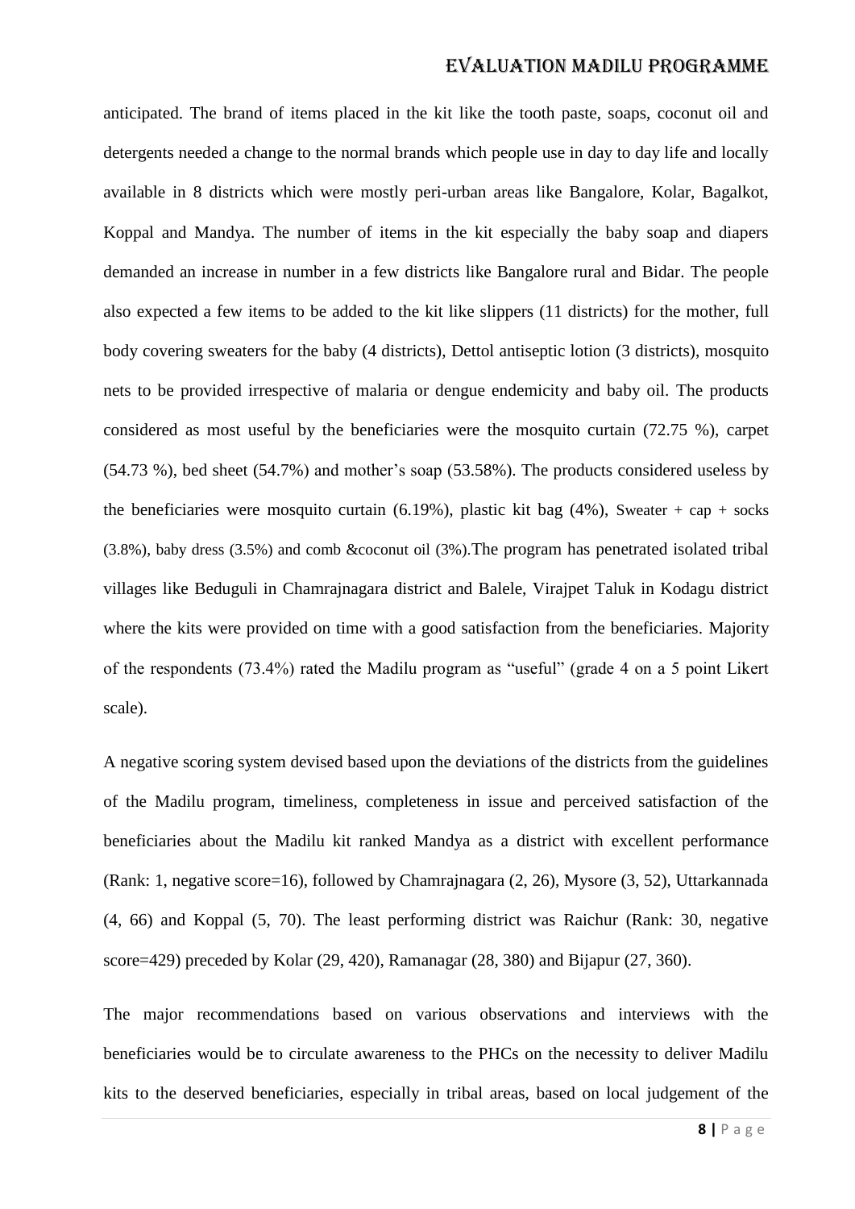anticipated. The brand of items placed in the kit like the tooth paste, soaps, coconut oil and detergents needed a change to the normal brands which people use in day to day life and locally available in 8 districts which were mostly peri-urban areas like Bangalore, Kolar, Bagalkot, Koppal and Mandya. The number of items in the kit especially the baby soap and diapers demanded an increase in number in a few districts like Bangalore rural and Bidar. The people also expected a few items to be added to the kit like slippers (11 districts) for the mother, full body covering sweaters for the baby (4 districts), Dettol antiseptic lotion (3 districts), mosquito nets to be provided irrespective of malaria or dengue endemicity and baby oil. The products considered as most useful by the beneficiaries were the mosquito curtain (72.75 %), carpet (54.73 %), bed sheet (54.7%) and mother's soap (53.58%). The products considered useless by the beneficiaries were mosquito curtain (6.19%), plastic kit bag (4%), Sweater + cap + socks (3.8%), baby dress (3.5%) and comb &coconut oil (3%).The program has penetrated isolated tribal villages like Beduguli in Chamrajnagara district and Balele, Virajpet Taluk in Kodagu district where the kits were provided on time with a good satisfaction from the beneficiaries. Majority of the respondents (73.4%) rated the Madilu program as "useful" (grade 4 on a 5 point Likert scale).

A negative scoring system devised based upon the deviations of the districts from the guidelines of the Madilu program, timeliness, completeness in issue and perceived satisfaction of the beneficiaries about the Madilu kit ranked Mandya as a district with excellent performance (Rank: 1, negative score=16), followed by Chamrajnagara (2, 26), Mysore (3, 52), Uttarkannada (4, 66) and Koppal (5, 70). The least performing district was Raichur (Rank: 30, negative score=429) preceded by Kolar (29, 420), Ramanagar (28, 380) and Bijapur (27, 360).

The major recommendations based on various observations and interviews with the beneficiaries would be to circulate awareness to the PHCs on the necessity to deliver Madilu kits to the deserved beneficiaries, especially in tribal areas, based on local judgement of the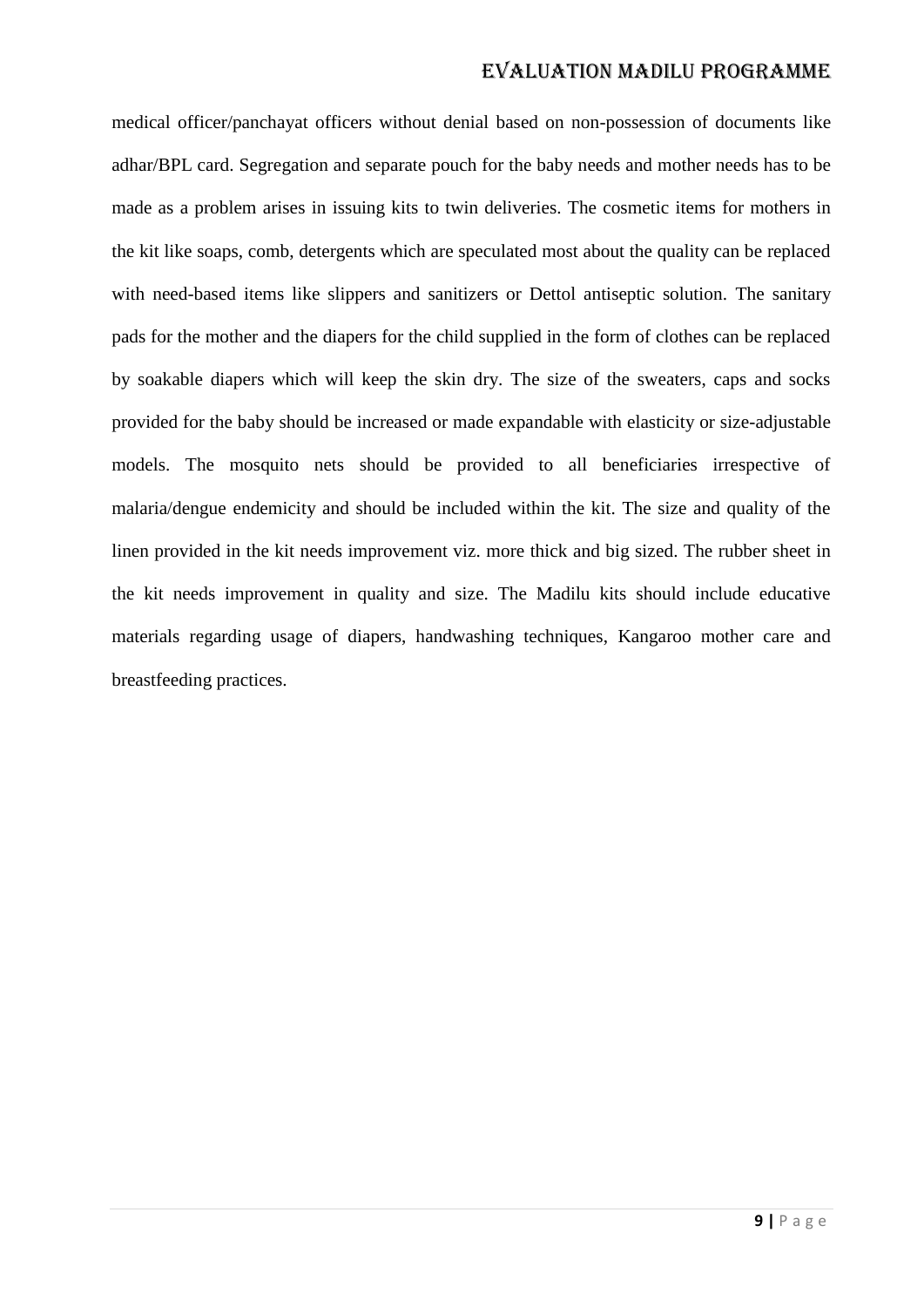medical officer/panchayat officers without denial based on non-possession of documents like adhar/BPL card. Segregation and separate pouch for the baby needs and mother needs has to be made as a problem arises in issuing kits to twin deliveries. The cosmetic items for mothers in the kit like soaps, comb, detergents which are speculated most about the quality can be replaced with need-based items like slippers and sanitizers or Dettol antiseptic solution. The sanitary pads for the mother and the diapers for the child supplied in the form of clothes can be replaced by soakable diapers which will keep the skin dry. The size of the sweaters, caps and socks provided for the baby should be increased or made expandable with elasticity or size-adjustable models. The mosquito nets should be provided to all beneficiaries irrespective of malaria/dengue endemicity and should be included within the kit. The size and quality of the linen provided in the kit needs improvement viz. more thick and big sized. The rubber sheet in the kit needs improvement in quality and size. The Madilu kits should include educative materials regarding usage of diapers, handwashing techniques, Kangaroo mother care and breastfeeding practices.